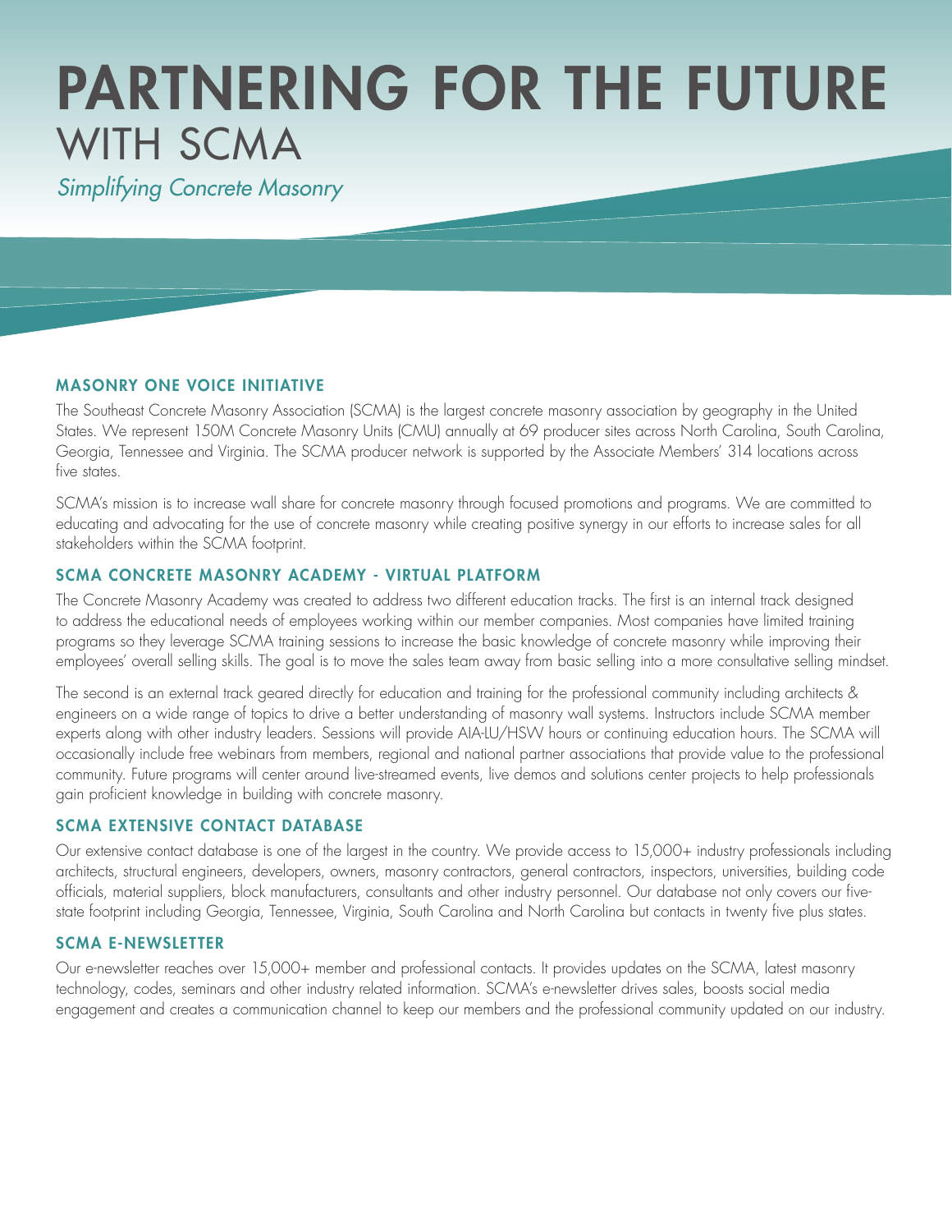# PARTNERING FOR THE FUTURE
# WITH SCMA

*Simplifying Concrete Masonry*

## MASONRY ONE VOICE INITIATIVE

The Southeast Concrete Masonry Association (SCMA) is the largest concrete masonry association by geography in the United States. We represent 150M Concrete Masonry Units (CMU) annually at 69 producer sites across North Carolina, South Carolina, Georgia, Tennessee and Virginia. The SCMA producer network is supported by the Associate Members' 314 locations across five states.

SCMA's mission is to increase wall share for concrete masonry through focused promotions and programs. We are committed to educating and advocating for the use of concrete masonry while creating positive synergy in our efforts to increase sales for all stakeholders within the SCMA footprint.

## SCMA CONCRETE MASONRY ACADEMY - VIRTUAL PLATFORM

The Concrete Masonry Academy was created to address two different education tracks. The first is an internal track designed to address the educational needs of employees working within our member companies. Most companies have limited training programs so they leverage SCMA training sessions to increase the basic knowledge of concrete masonry while improving their employees' overall selling skills. The goal is to move the sales team away from basic selling into a more consultative selling mindset.

The second is an external track geared directly for education and training for the professional community including architects & engineers on a wide range of topics to drive a better understanding of masonry wall systems. Instructors include SCMA member experts along with other industry leaders. Sessions will provide AIA-LU/HSW hours or continuing education hours. The SCMA will occasionally include free webinars from members, regional and national partner associations that provide value to the professional community. Future programs will center around live-streamed events, live demos and solutions center projects to help professionals gain proficient knowledge in building with concrete masonry.

## SCMA EXTENSIVE CONTACT DATABASE

Our extensive contact database is one of the largest in the country. We provide access to 15,000+ industry professionals including architects, structural engineers, developers, owners, masonry contractors, general contractors, inspectors, universities, building code officials, material suppliers, block manufacturers, consultants and other industry personnel. Our database not only covers our five-state footprint including Georgia, Tennessee, Virginia, South Carolina and North Carolina but contacts in twenty five plus states.

## SCMA E-NEWSLETTER

Our e-newsletter reaches over 15,000+ member and professional contacts. It provides updates on the SCMA, latest masonry technology, codes, seminars and other industry related information. SCMA's e-newsletter drives sales, boosts social media engagement and creates a communication channel to keep our members and the professional community updated on our industry.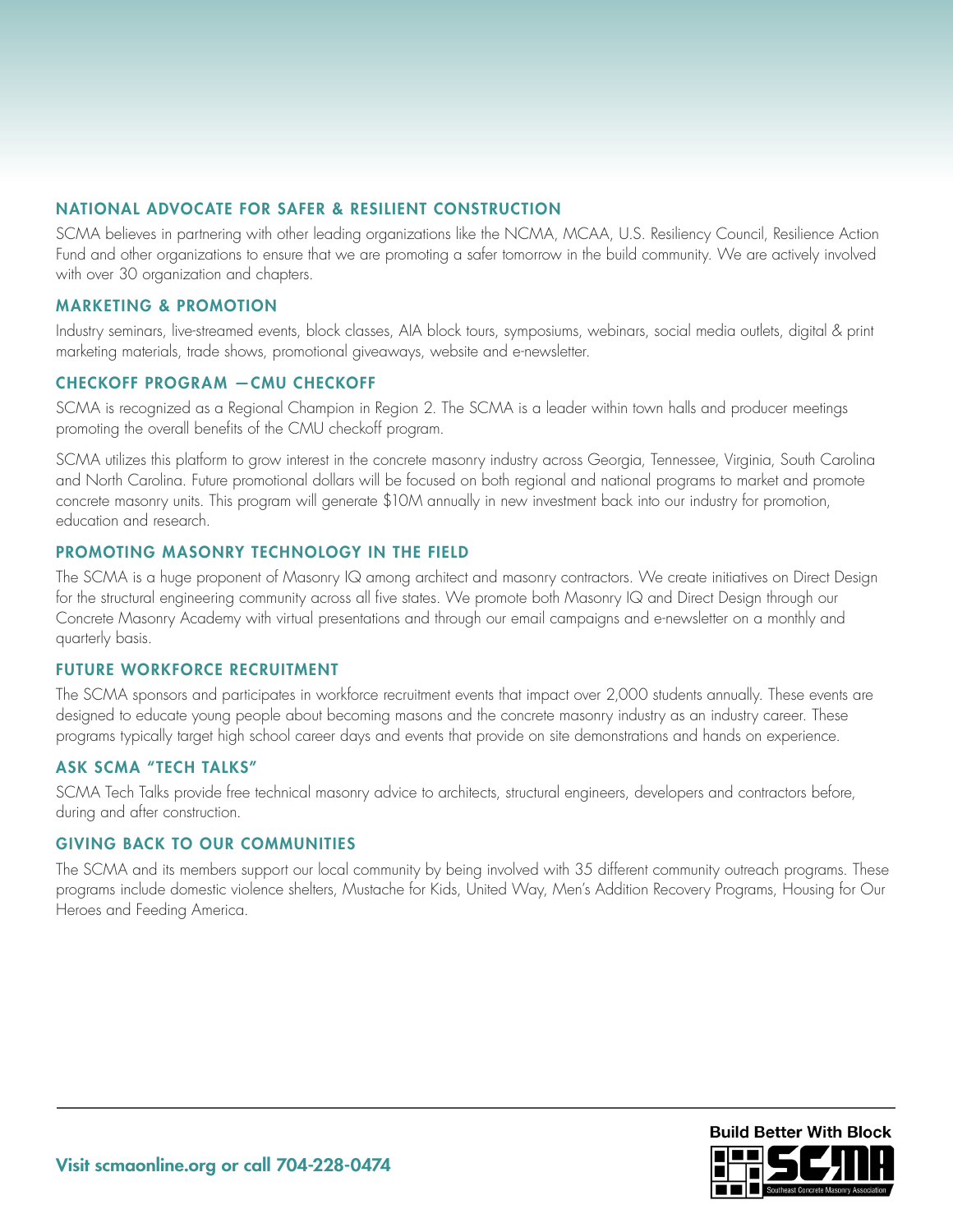## NATIONAL ADVOCATE FOR SAFER & RESILIENT CONSTRUCTION

SCMA believes in partnering with other leading organizations like the NCMA, MCAA, U.S. Resiliency Council, Resilience Action Fund and other organizations to ensure that we are promoting a safer tomorrow in the build community. We are actively involved with over 30 organization and chapters.

## MARKETING & PROMOTION

Industry seminars, live-streamed events, block classes, AIA block tours, symposiums, webinars, social media outlets, digital & print marketing materials, trade shows, promotional giveaways, website and e-newsletter.

## CHECKOFF PROGRAM —CMU CHECKOFF

SCMA is recognized as a Regional Champion in Region 2. The SCMA is a leader within town halls and producer meetings promoting the overall benefits of the CMU checkoff program.

SCMA utilizes this platform to grow interest in the concrete masonry industry across Georgia, Tennessee, Virginia, South Carolina and North Carolina. Future promotional dollars will be focused on both regional and national programs to market and promote concrete masonry units. This program will generate $10M annually in new investment back into our industry for promotion, education and research.

## PROMOTING MASONRY TECHNOLOGY IN THE FIELD

The SCMA is a huge proponent of Masonry IQ among architect and masonry contractors. We create initiatives on Direct Design for the structural engineering community across all five states. We promote both Masonry IQ and Direct Design through our Concrete Masonry Academy with virtual presentations and through our email campaigns and e-newsletter on a monthly and quarterly basis.

## FUTURE WORKFORCE RECRUITMENT

The SCMA sponsors and participates in workforce recruitment events that impact over 2,000 students annually. These events are designed to educate young people about becoming masons and the concrete masonry industry as an industry career. These programs typically target high school career days and events that provide on site demonstrations and hands on experience.

## ASK SCMA "TECH TALKS"

SCMA Tech Talks provide free technical masonry advice to architects, structural engineers, developers and contractors before, during and after construction.

## GIVING BACK TO OUR COMMUNITIES

The SCMA and its members support our local community by being involved with 35 different community outreach programs. These programs include domestic violence shelters, Mustache for Kids, United Way, Men's Addition Recovery Programs, Housing for Our Heroes and Feeding America.

**Visit scmaonline.org or call 704-228-0474**

**Build Better With Block**

SCMA Southeast Concrete Masonry Association